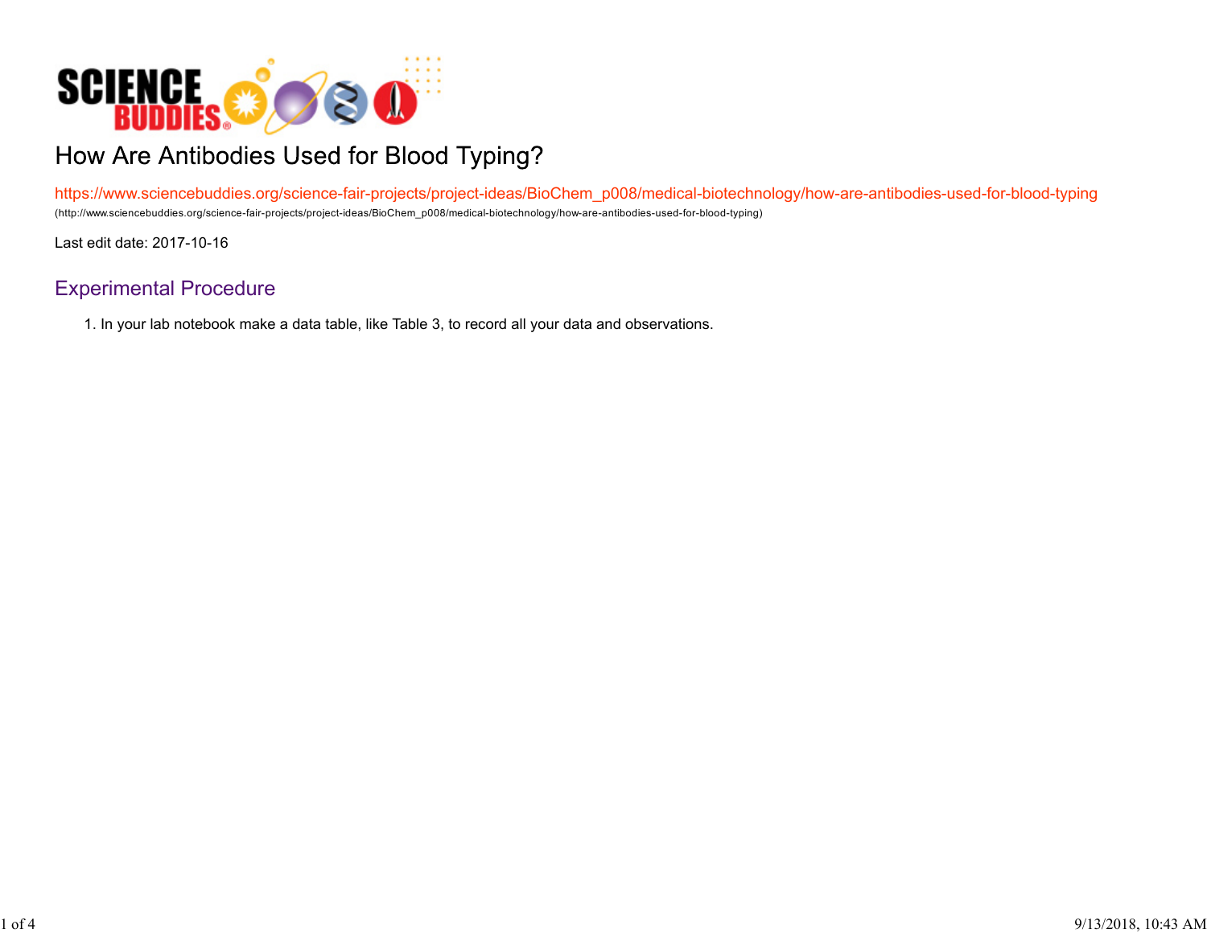# How Are Antibodies Used for Blood Typing?

https://www.sciencebuddies.org/science-fair-projects/project-ideas/BioChem_p008/medical-biotechnology/how-are-antibodies-used-for-blood-typing
(http://www.sciencebuddies.org/science-fair-projects/project-ideas/BioChem_p008/medical-biotechnology/how-are-antibodies-used-for-blood-typing)

Last edit date: 2017-10-16

## Experimental Procedure

1. In your lab notebook make a data table, like Table 3, to record all your data and observations.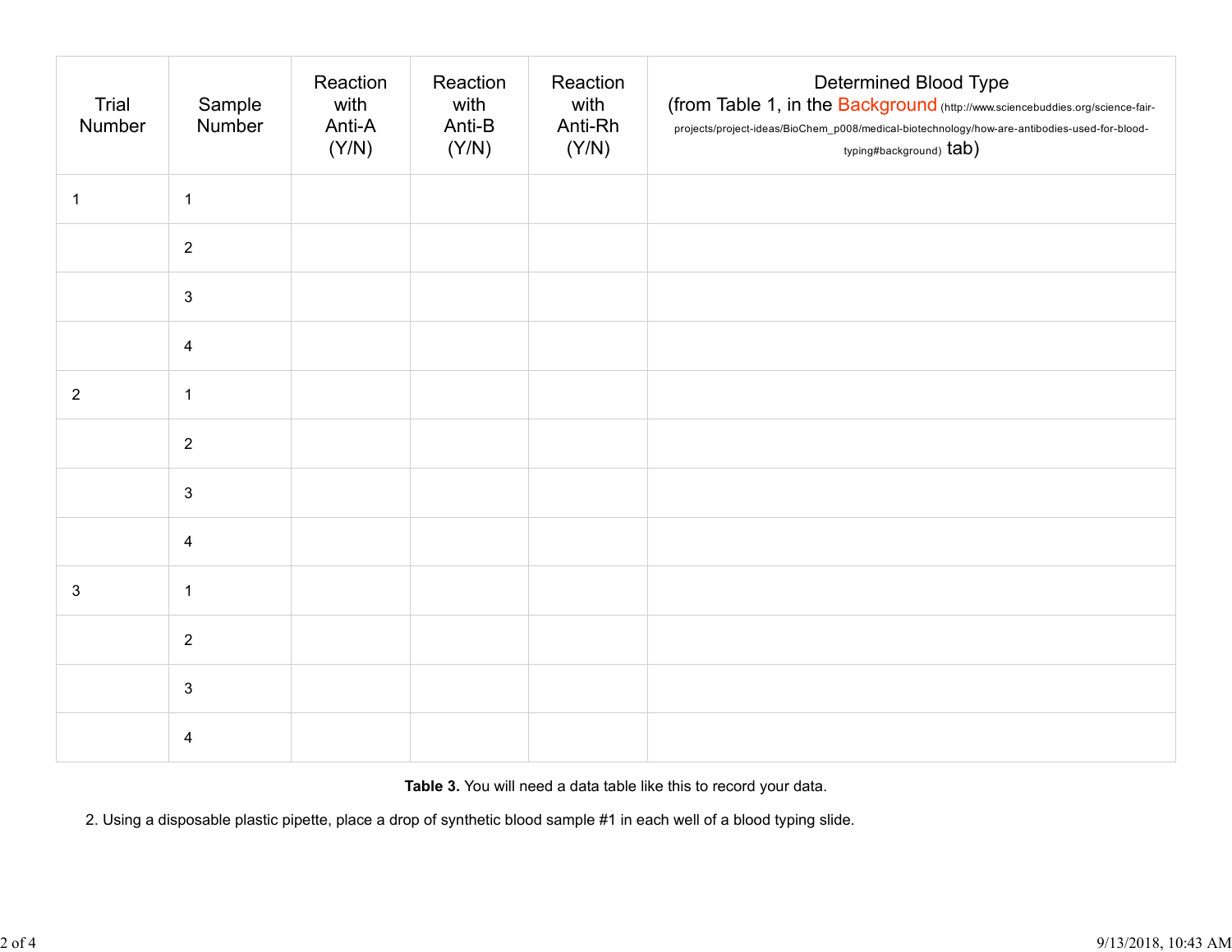| Trial Number | Sample Number | Reaction with Anti-A (Y/N) | Reaction with Anti-B (Y/N) | Reaction with Anti-Rh (Y/N) | Determined Blood Type (from Table 1, in the Background (http://www.sciencebuddies.org/science-fair-projects/project-ideas/BioChem_p008/medical-biotechnology/how-are-antibodies-used-for-blood-typing#background) tab) |
|---|---|---|---|---|---|
| 1 | 1 | | | | |
| | 2 | | | | |
| | 3 | | | | |
| | 4 | | | | |
| 2 | 1 | | | | |
| | 2 | | | | |
| | 3 | | | | |
| | 4 | | | | |
| 3 | 1 | | | | |
| | 2 | | | | |
| | 3 | | | | |
| | 4 | | | | |

**Table 3.** You will need a data table like this to record your data.

2. Using a disposable plastic pipette, place a drop of synthetic blood sample #1 in each well of a blood typing slide.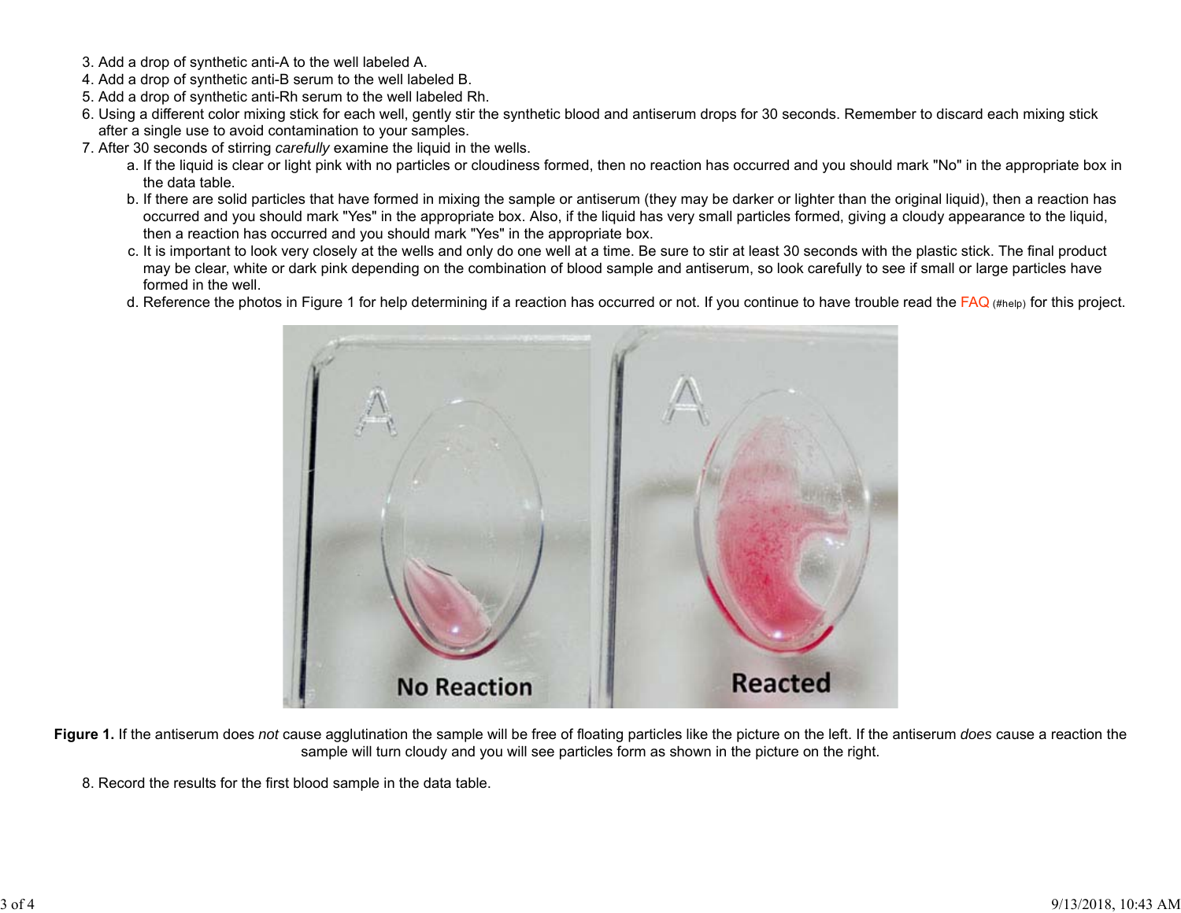3. Add a drop of synthetic anti-A to the well labeled A.
4. Add a drop of synthetic anti-B serum to the well labeled B.
5. Add a drop of synthetic anti-Rh serum to the well labeled Rh.
6. Using a different color mixing stick for each well, gently stir the synthetic blood and antiserum drops for 30 seconds. Remember to discard each mixing stick after a single use to avoid contamination to your samples.
7. After 30 seconds of stirring *carefully* examine the liquid in the wells.
    a. If the liquid is clear or light pink with no particles or cloudiness formed, then no reaction has occurred and you should mark "No" in the appropriate box in the data table.
    b. If there are solid particles that have formed in mixing the sample or antiserum (they may be darker or lighter than the original liquid), then a reaction has occurred and you should mark "Yes" in the appropriate box. Also, if the liquid has very small particles formed, giving a cloudy appearance to the liquid, then a reaction has occurred and you should mark "Yes" in the appropriate box.
    c. It is important to look very closely at the wells and only do one well at a time. Be sure to stir at least 30 seconds with the plastic stick. The final product may be clear, white or dark pink depending on the combination of blood sample and antiserum, so look carefully to see if small or large particles have formed in the well.
    d. Reference the photos in Figure 1 for help determining if a reaction has occurred or not. If you continue to have trouble read the FAQ (#help) for this project.

**Figure 1.** If the antiserum does *not* cause agglutination the sample will be free of floating particles like the picture on the left. If the antiserum *does* cause a reaction the sample will turn cloudy and you will see particles form as shown in the picture on the right.

8. Record the results for the first blood sample in the data table.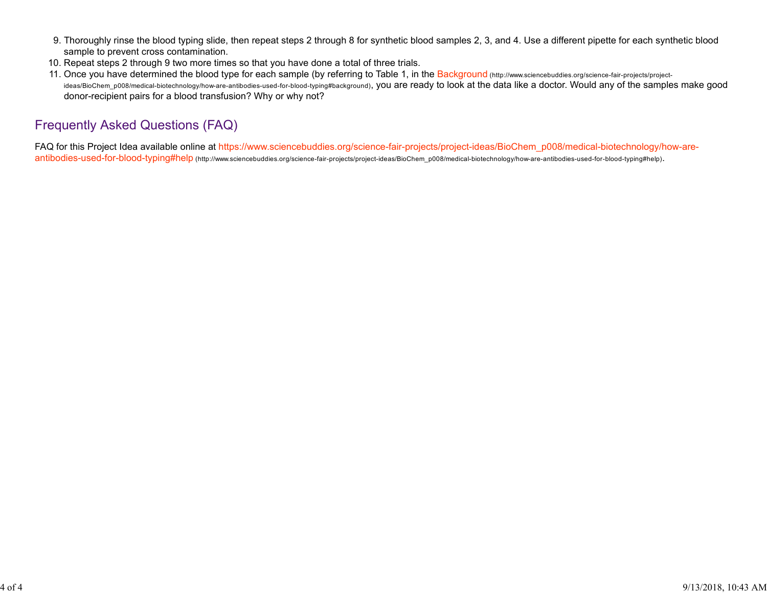9. Thoroughly rinse the blood typing slide, then repeat steps 2 through 8 for synthetic blood samples 2, 3, and 4. Use a different pipette for each synthetic blood sample to prevent cross contamination.
10. Repeat steps 2 through 9 two more times so that you have done a total of three trials.
11. Once you have determined the blood type for each sample (by referring to Table 1, in the Background (http://www.sciencebuddies.org/science-fair-projects/project-ideas/BioChem_p008/medical-biotechnology/how-are-antibodies-used-for-blood-typing#background), you are ready to look at the data like a doctor. Would any of the samples make good donor-recipient pairs for a blood transfusion? Why or why not?

## Frequently Asked Questions (FAQ)

FAQ for this Project Idea available online at https://www.sciencebuddies.org/science-fair-projects/project-ideas/BioChem_p008/medical-biotechnology/how-are-antibodies-used-for-blood-typing#help (http://www.sciencebuddies.org/science-fair-projects/project-ideas/BioChem_p008/medical-biotechnology/how-are-antibodies-used-for-blood-typing#help).